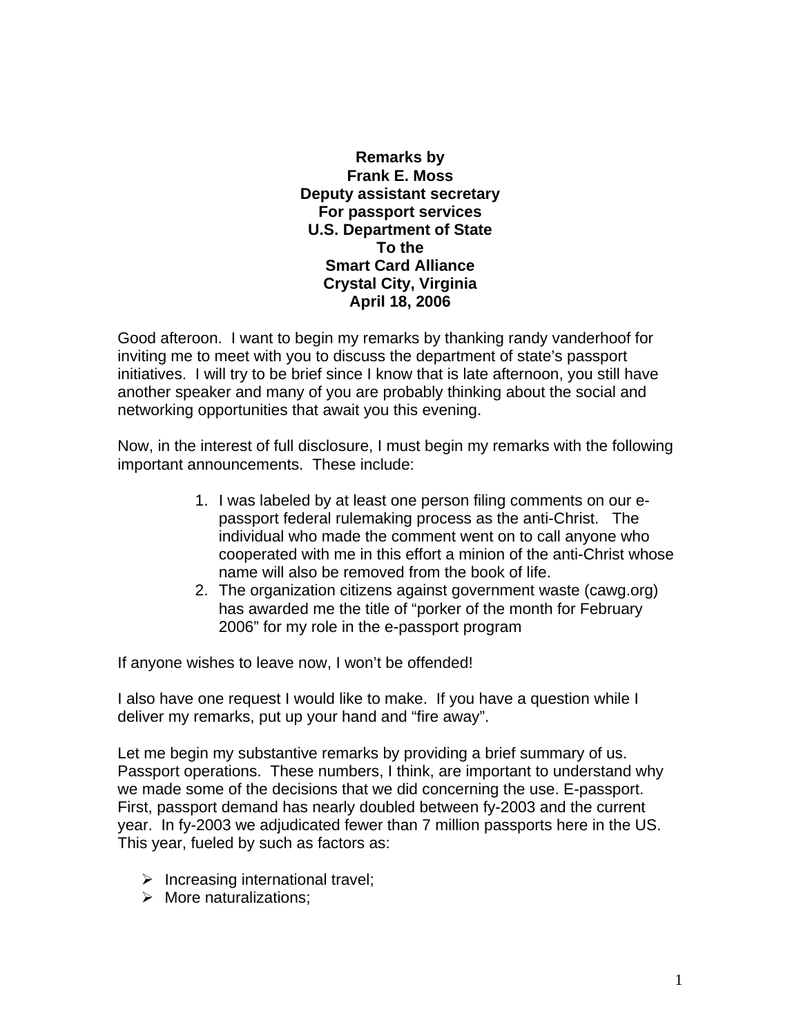**Remarks by**
**Frank E. Moss**
**Deputy assistant secretary**
**For passport services**
**U.S. Department of State**
**To the**
**Smart Card Alliance**
**Crystal City, Virginia**
**April 18, 2006**

Good afteroon. I want to begin my remarks by thanking randy vanderhoof for inviting me to meet with you to discuss the department of state's passport initiatives. I will try to be brief since I know that is late afternoon, you still have another speaker and many of you are probably thinking about the social and networking opportunities that await you this evening.

Now, in the interest of full disclosure, I must begin my remarks with the following important announcements. These include:

1. I was labeled by at least one person filing comments on our e-passport federal rulemaking process as the anti-Christ. The individual who made the comment went on to call anyone who cooperated with me in this effort a minion of the anti-Christ whose name will also be removed from the book of life.
2. The organization citizens against government waste (cawg.org) has awarded me the title of "porker of the month for February 2006" for my role in the e-passport program

If anyone wishes to leave now, I won't be offended!

I also have one request I would like to make. If you have a question while I deliver my remarks, put up your hand and "fire away".

Let me begin my substantive remarks by providing a brief summary of us. Passport operations. These numbers, I think, are important to understand why we made some of the decisions that we did concerning the use. E-passport. First, passport demand has nearly doubled between fy-2003 and the current year. In fy-2003 we adjudicated fewer than 7 million passports here in the US. This year, fueled by such as factors as:

- Increasing international travel;
- More naturalizations;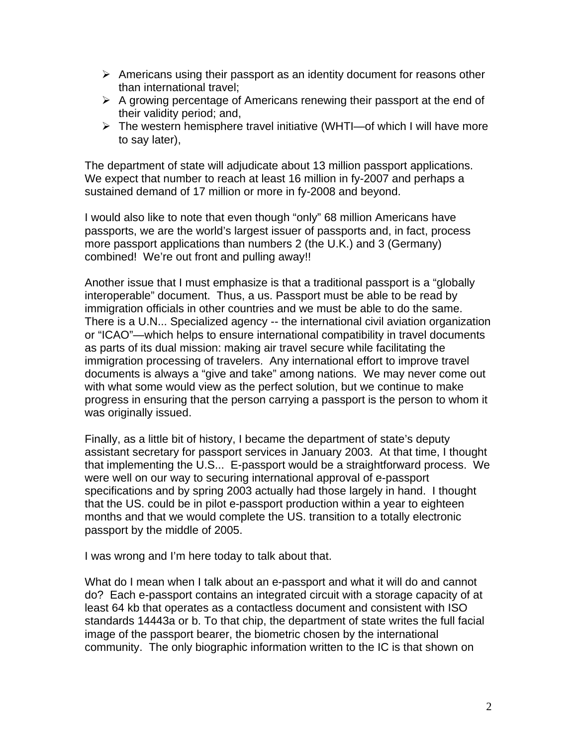- Americans using their passport as an identity document for reasons other than international travel;
- A growing percentage of Americans renewing their passport at the end of their validity period; and,
- The western hemisphere travel initiative (WHTI—of which I will have more to say later),

The department of state will adjudicate about 13 million passport applications. We expect that number to reach at least 16 million in fy-2007 and perhaps a sustained demand of 17 million or more in fy-2008 and beyond.

I would also like to note that even though "only" 68 million Americans have passports, we are the world's largest issuer of passports and, in fact, process more passport applications than numbers 2 (the U.K.) and 3 (Germany) combined! We're out front and pulling away!!

Another issue that I must emphasize is that a traditional passport is a "globally interoperable" document. Thus, a us. Passport must be able to be read by immigration officials in other countries and we must be able to do the same. There is a U.N... Specialized agency -- the international civil aviation organization or "ICAO"—which helps to ensure international compatibility in travel documents as parts of its dual mission: making air travel secure while facilitating the immigration processing of travelers. Any international effort to improve travel documents is always a "give and take" among nations. We may never come out with what some would view as the perfect solution, but we continue to make progress in ensuring that the person carrying a passport is the person to whom it was originally issued.

Finally, as a little bit of history, I became the department of state's deputy assistant secretary for passport services in January 2003. At that time, I thought that implementing the U.S... E-passport would be a straightforward process. We were well on our way to securing international approval of e-passport specifications and by spring 2003 actually had those largely in hand. I thought that the US. could be in pilot e-passport production within a year to eighteen months and that we would complete the US. transition to a totally electronic passport by the middle of 2005.

I was wrong and I'm here today to talk about that.

What do I mean when I talk about an e-passport and what it will do and cannot do? Each e-passport contains an integrated circuit with a storage capacity of at least 64 kb that operates as a contactless document and consistent with ISO standards 14443a or b. To that chip, the department of state writes the full facial image of the passport bearer, the biometric chosen by the international community. The only biographic information written to the IC is that shown on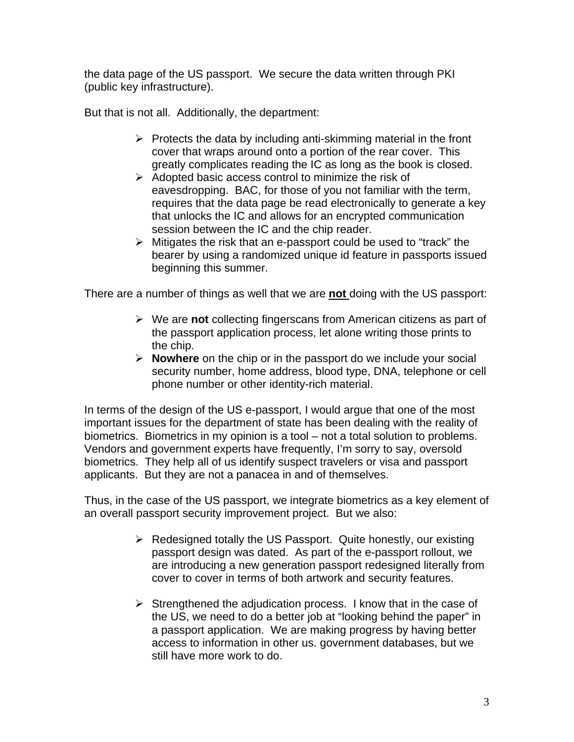the data page of the US passport. We secure the data written through PKI (public key infrastructure).

But that is not all. Additionally, the department:

- Protects the data by including anti-skimming material in the front cover that wraps around onto a portion of the rear cover. This greatly complicates reading the IC as long as the book is closed.
- Adopted basic access control to minimize the risk of eavesdropping. BAC, for those of you not familiar with the term, requires that the data page be read electronically to generate a key that unlocks the IC and allows for an encrypted communication session between the IC and the chip reader.
- Mitigates the risk that an e-passport could be used to "track" the bearer by using a randomized unique id feature in passports issued beginning this summer.

There are a number of things as well that we are **not** doing with the US passport:

- We are **not** collecting fingerscans from American citizens as part of the passport application process, let alone writing those prints to the chip.
- **Nowhere** on the chip or in the passport do we include your social security number, home address, blood type, DNA, telephone or cell phone number or other identity-rich material.

In terms of the design of the US e-passport, I would argue that one of the most important issues for the department of state has been dealing with the reality of biometrics. Biometrics in my opinion is a tool – not a total solution to problems. Vendors and government experts have frequently, I'm sorry to say, oversold biometrics. They help all of us identify suspect travelers or visa and passport applicants. But they are not a panacea in and of themselves.

Thus, in the case of the US passport, we integrate biometrics as a key element of an overall passport security improvement project. But we also:

- Redesigned totally the US Passport. Quite honestly, our existing passport design was dated. As part of the e-passport rollout, we are introducing a new generation passport redesigned literally from cover to cover in terms of both artwork and security features.

- Strengthened the adjudication process. I know that in the case of the US, we need to do a better job at "looking behind the paper" in a passport application. We are making progress by having better access to information in other us. government databases, but we still have more work to do.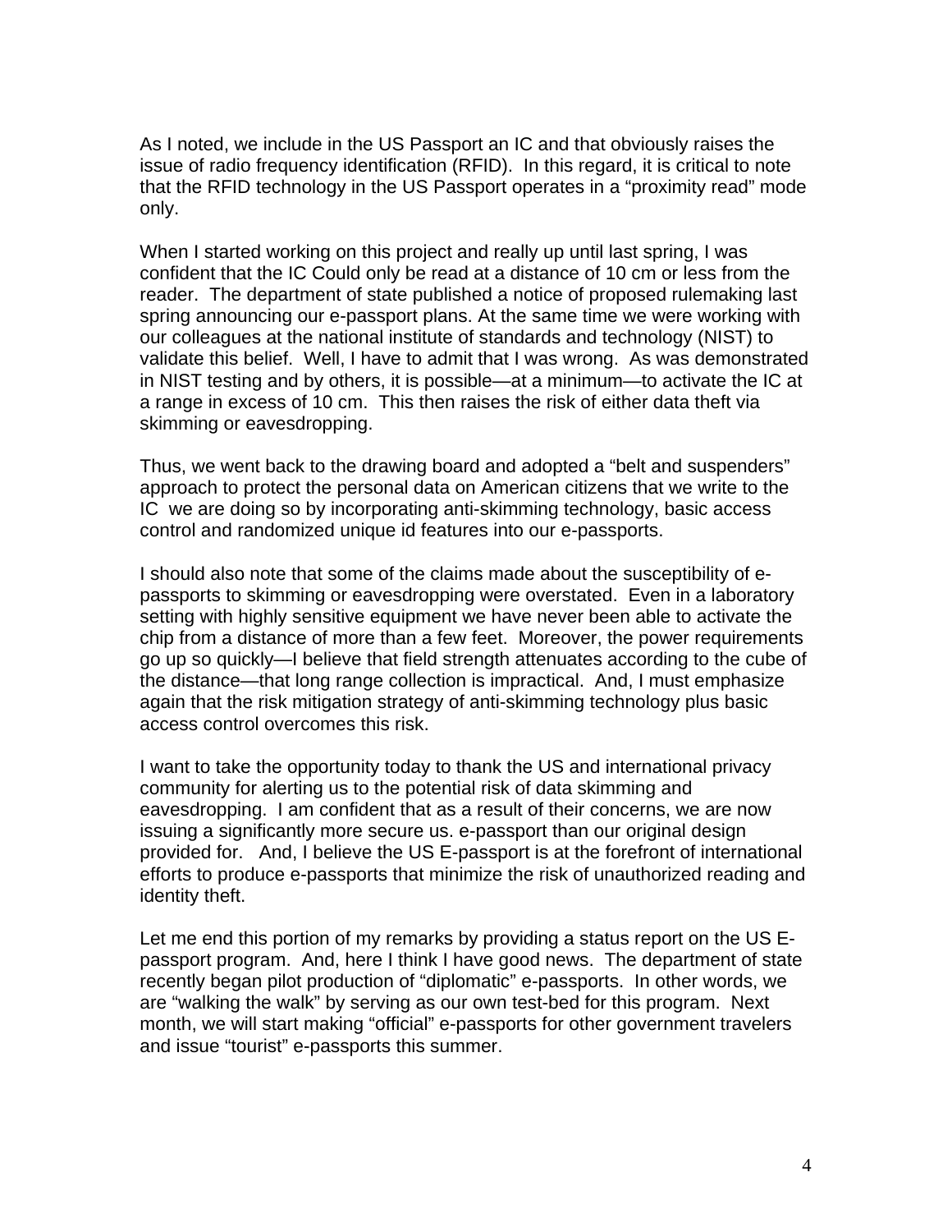As I noted, we include in the US Passport an IC and that obviously raises the issue of radio frequency identification (RFID). In this regard, it is critical to note that the RFID technology in the US Passport operates in a "proximity read" mode only.

When I started working on this project and really up until last spring, I was confident that the IC Could only be read at a distance of 10 cm or less from the reader. The department of state published a notice of proposed rulemaking last spring announcing our e-passport plans. At the same time we were working with our colleagues at the national institute of standards and technology (NIST) to validate this belief. Well, I have to admit that I was wrong. As was demonstrated in NIST testing and by others, it is possible—at a minimum—to activate the IC at a range in excess of 10 cm. This then raises the risk of either data theft via skimming or eavesdropping.

Thus, we went back to the drawing board and adopted a "belt and suspenders" approach to protect the personal data on American citizens that we write to the IC we are doing so by incorporating anti-skimming technology, basic access control and randomized unique id features into our e-passports.

I should also note that some of the claims made about the susceptibility of e-passports to skimming or eavesdropping were overstated. Even in a laboratory setting with highly sensitive equipment we have never been able to activate the chip from a distance of more than a few feet. Moreover, the power requirements go up so quickly—I believe that field strength attenuates according to the cube of the distance—that long range collection is impractical. And, I must emphasize again that the risk mitigation strategy of anti-skimming technology plus basic access control overcomes this risk.

I want to take the opportunity today to thank the US and international privacy community for alerting us to the potential risk of data skimming and eavesdropping. I am confident that as a result of their concerns, we are now issuing a significantly more secure us. e-passport than our original design provided for. And, I believe the US E-passport is at the forefront of international efforts to produce e-passports that minimize the risk of unauthorized reading and identity theft.

Let me end this portion of my remarks by providing a status report on the US E-passport program. And, here I think I have good news. The department of state recently began pilot production of "diplomatic" e-passports. In other words, we are "walking the walk" by serving as our own test-bed for this program. Next month, we will start making "official" e-passports for other government travelers and issue "tourist" e-passports this summer.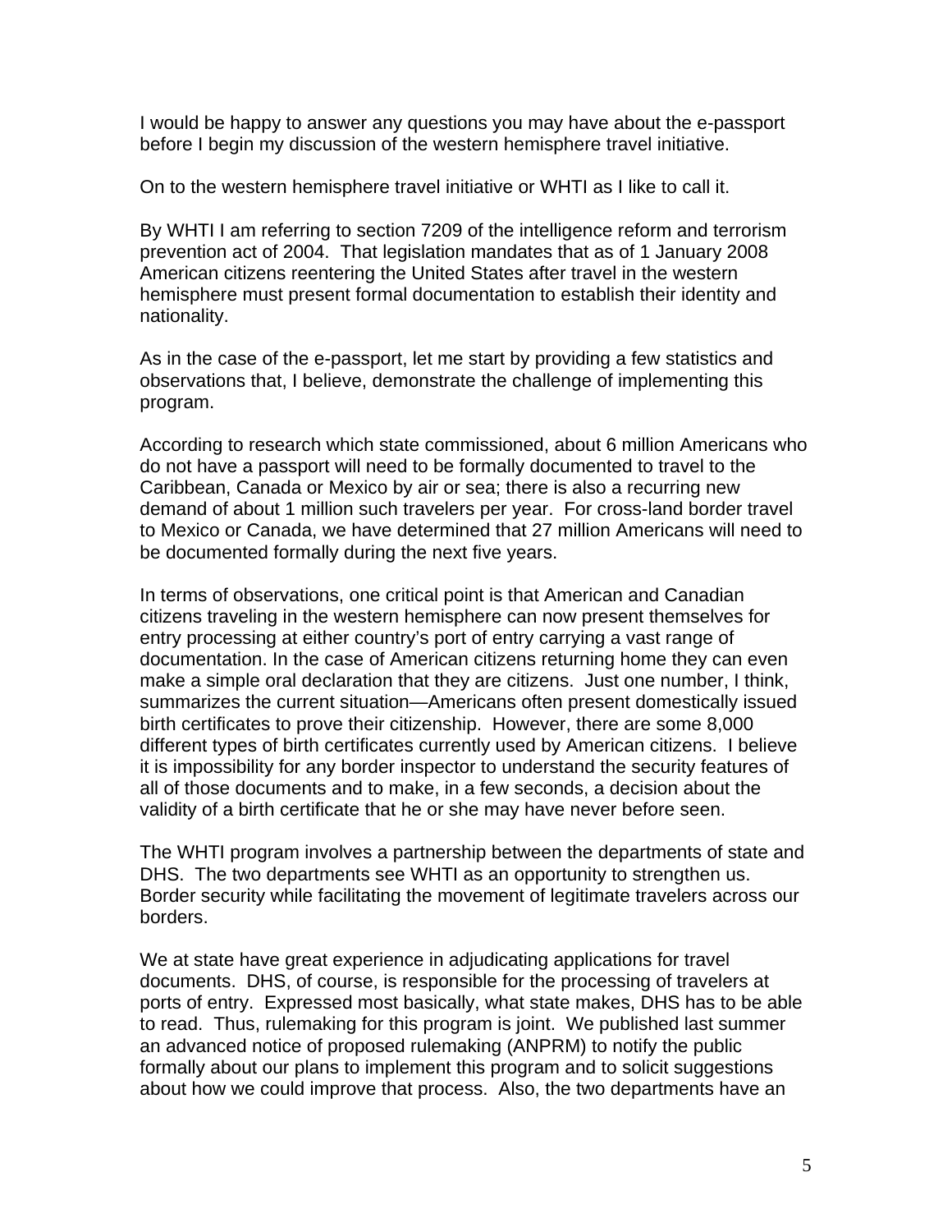I would be happy to answer any questions you may have about the e-passport before I begin my discussion of the western hemisphere travel initiative.

On to the western hemisphere travel initiative or WHTI as I like to call it.

By WHTI I am referring to section 7209 of the intelligence reform and terrorism prevention act of 2004. That legislation mandates that as of 1 January 2008 American citizens reentering the United States after travel in the western hemisphere must present formal documentation to establish their identity and nationality.

As in the case of the e-passport, let me start by providing a few statistics and observations that, I believe, demonstrate the challenge of implementing this program.

According to research which state commissioned, about 6 million Americans who do not have a passport will need to be formally documented to travel to the Caribbean, Canada or Mexico by air or sea; there is also a recurring new demand of about 1 million such travelers per year. For cross-land border travel to Mexico or Canada, we have determined that 27 million Americans will need to be documented formally during the next five years.

In terms of observations, one critical point is that American and Canadian citizens traveling in the western hemisphere can now present themselves for entry processing at either country's port of entry carrying a vast range of documentation. In the case of American citizens returning home they can even make a simple oral declaration that they are citizens. Just one number, I think, summarizes the current situation—Americans often present domestically issued birth certificates to prove their citizenship. However, there are some 8,000 different types of birth certificates currently used by American citizens. I believe it is impossibility for any border inspector to understand the security features of all of those documents and to make, in a few seconds, a decision about the validity of a birth certificate that he or she may have never before seen.

The WHTI program involves a partnership between the departments of state and DHS. The two departments see WHTI as an opportunity to strengthen us. Border security while facilitating the movement of legitimate travelers across our borders.

We at state have great experience in adjudicating applications for travel documents. DHS, of course, is responsible for the processing of travelers at ports of entry. Expressed most basically, what state makes, DHS has to be able to read. Thus, rulemaking for this program is joint. We published last summer an advanced notice of proposed rulemaking (ANPRM) to notify the public formally about our plans to implement this program and to solicit suggestions about how we could improve that process. Also, the two departments have an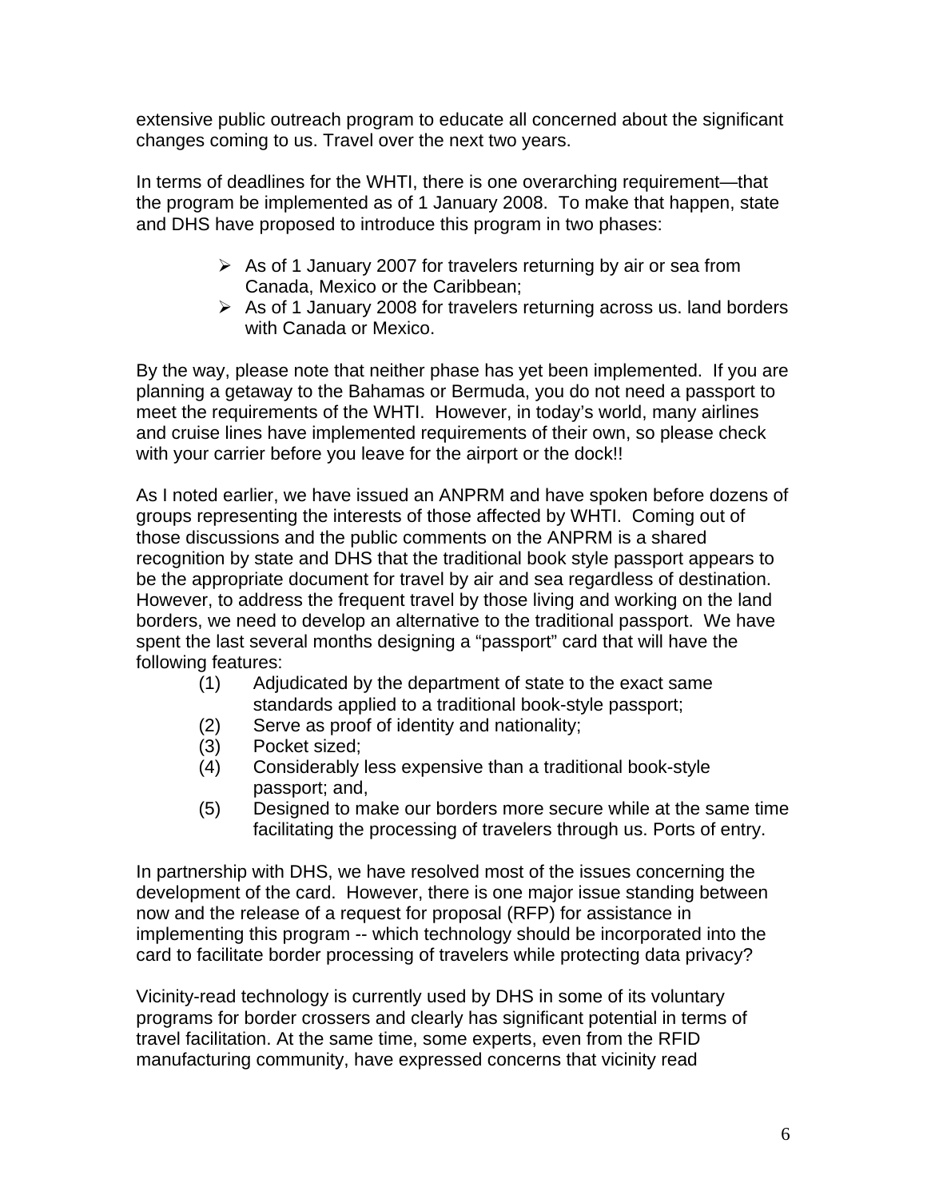extensive public outreach program to educate all concerned about the significant changes coming to us. Travel over the next two years.

In terms of deadlines for the WHTI, there is one overarching requirement—that the program be implemented as of 1 January 2008. To make that happen, state and DHS have proposed to introduce this program in two phases:

- As of 1 January 2007 for travelers returning by air or sea from Canada, Mexico or the Caribbean;
- As of 1 January 2008 for travelers returning across us. land borders with Canada or Mexico.

By the way, please note that neither phase has yet been implemented. If you are planning a getaway to the Bahamas or Bermuda, you do not need a passport to meet the requirements of the WHTI. However, in today's world, many airlines and cruise lines have implemented requirements of their own, so please check with your carrier before you leave for the airport or the dock!!

As I noted earlier, we have issued an ANPRM and have spoken before dozens of groups representing the interests of those affected by WHTI. Coming out of those discussions and the public comments on the ANPRM is a shared recognition by state and DHS that the traditional book style passport appears to be the appropriate document for travel by air and sea regardless of destination. However, to address the frequent travel by those living and working on the land borders, we need to develop an alternative to the traditional passport. We have spent the last several months designing a "passport" card that will have the following features:

(1) Adjudicated by the department of state to the exact same standards applied to a traditional book-style passport;
(2) Serve as proof of identity and nationality;
(3) Pocket sized;
(4) Considerably less expensive than a traditional book-style passport; and,
(5) Designed to make our borders more secure while at the same time facilitating the processing of travelers through us. Ports of entry.

In partnership with DHS, we have resolved most of the issues concerning the development of the card. However, there is one major issue standing between now and the release of a request for proposal (RFP) for assistance in implementing this program -- which technology should be incorporated into the card to facilitate border processing of travelers while protecting data privacy?

Vicinity-read technology is currently used by DHS in some of its voluntary programs for border crossers and clearly has significant potential in terms of travel facilitation. At the same time, some experts, even from the RFID manufacturing community, have expressed concerns that vicinity read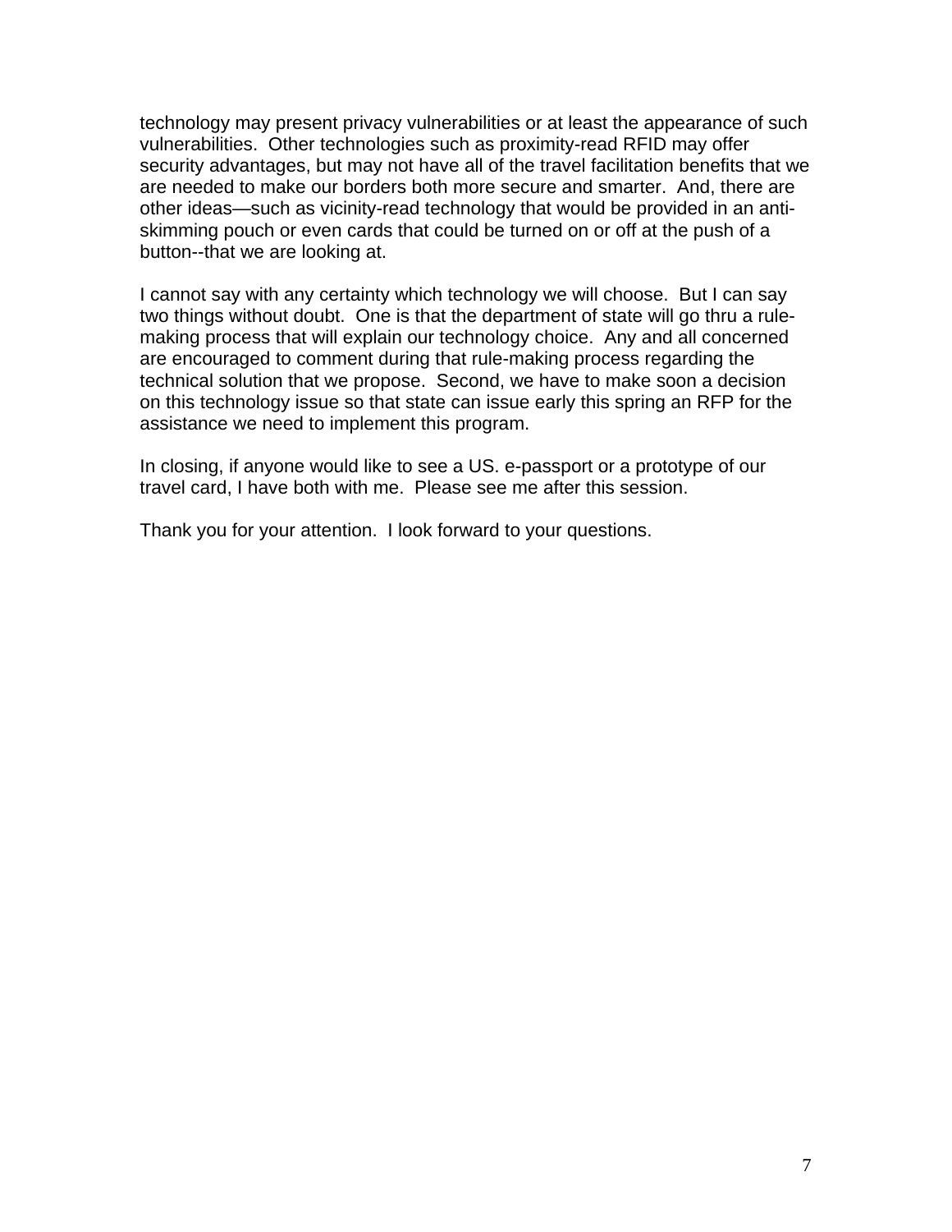technology may present privacy vulnerabilities or at least the appearance of such vulnerabilities. Other technologies such as proximity-read RFID may offer security advantages, but may not have all of the travel facilitation benefits that we are needed to make our borders both more secure and smarter. And, there are other ideas—such as vicinity-read technology that would be provided in an anti-skimming pouch or even cards that could be turned on or off at the push of a button--that we are looking at.

I cannot say with any certainty which technology we will choose. But I can say two things without doubt. One is that the department of state will go thru a rule-making process that will explain our technology choice. Any and all concerned are encouraged to comment during that rule-making process regarding the technical solution that we propose. Second, we have to make soon a decision on this technology issue so that state can issue early this spring an RFP for the assistance we need to implement this program.

In closing, if anyone would like to see a US. e-passport or a prototype of our travel card, I have both with me. Please see me after this session.

Thank you for your attention. I look forward to your questions.